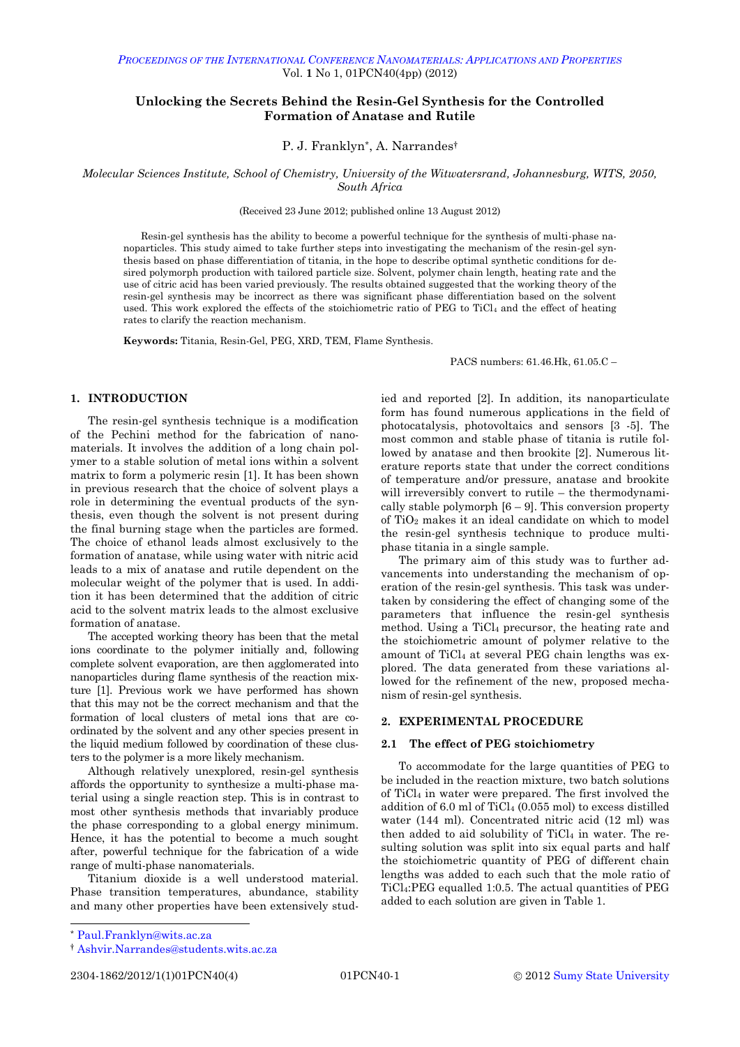# Unlocking the Secrets Behind the Resin-Gel Synthesis for the Controlled Formation of Anatase and Rutile

P. J. Franklyn*, A. Narrandes†

*Molecular Sciences Institute, School of Chemistry, University of the Witwatersrand, Johannesburg, WITS, 2050, South Africa*

(Received 23 June 2012; published online 13 August 2012)

Resin-gel synthesis has the ability to become a powerful technique for the synthesis of multi-phase nanoparticles. This study aimed to take further steps into investigating the mechanism of the resin-gel synthesis based on phase differentiation of titania, in the hope to describe optimal synthetic conditions for desired polymorph production with tailored particle size. Solvent, polymer chain length, heating rate and the use of citric acid has been varied previously. The results obtained suggested that the working theory of the resin-gel synthesis may be incorrect as there was significant phase differentiation based on the solvent used. This work explored the effects of the stoichiometric ratio of PEG to $TiCl_4$ and the effect of heating rates to clarify the reaction mechanism.

**Keywords:** Titania, Resin-Gel, PEG, XRD, TEM, Flame Synthesis.

PACS numbers: 61.46.Hk, 61.05.C –

## 1. INTRODUCTION

The resin-gel synthesis technique is a modification of the Pechini method for the fabrication of nanomaterials. It involves the addition of a long chain polymer to a stable solution of metal ions within a solvent matrix to form a polymeric resin [1]. It has been shown in previous research that the choice of solvent plays a role in determining the eventual products of the synthesis, even though the solvent is not present during the final burning stage when the particles are formed. The choice of ethanol leads almost exclusively to the formation of anatase, while using water with nitric acid leads to a mix of anatase and rutile dependent on the molecular weight of the polymer that is used. In addition it has been determined that the addition of citric acid to the solvent matrix leads to the almost exclusive formation of anatase.

The accepted working theory has been that the metal ions coordinate to the polymer initially and, following complete solvent evaporation, are then agglomerated into nanoparticles during flame synthesis of the reaction mixture [1]. Previous work we have performed has shown that this may not be the correct mechanism and that the formation of local clusters of metal ions that are coordinated by the solvent and any other species present in the liquid medium followed by coordination of these clusters to the polymer is a more likely mechanism.

Although relatively unexplored, resin-gel synthesis affords the opportunity to synthesize a multi-phase material using a single reaction step. This is in contrast to most other synthesis methods that invariably produce the phase corresponding to a global energy minimum. Hence, it has the potential to become a much sought after, powerful technique for the fabrication of a wide range of multi-phase nanomaterials.

Titanium dioxide is a well understood material. Phase transition temperatures, abundance, stability and many other properties have been extensively studied and reported [2]. In addition, its nanoparticulate form has found numerous applications in the field of photocatalysis, photovoltaics and sensors [3 -5]. The most common and stable phase of titania is rutile followed by anatase and then brookite [2]. Numerous literature reports state that under the correct conditions of temperature and/or pressure, anatase and brookite will irreversibly convert to rutile – the thermodynamically stable polymorph [6 – 9]. This conversion property of $TiO_2$ makes it an ideal candidate on which to model the resin-gel synthesis technique to produce multi-phase titania in a single sample.

The primary aim of this study was to further advancements into understanding the mechanism of operation of the resin-gel synthesis. This task was undertaken by considering the effect of changing some of the parameters that influence the resin-gel synthesis method. Using a $TiCl_4$ precursor, the heating rate and the stoichiometric amount of polymer relative to the amount of $TiCl_4$ at several PEG chain lengths was explored. The data generated from these variations allowed for the refinement of the new, proposed mechanism of resin-gel synthesis.

## 2. EXPERIMENTAL PROCEDURE

### 2.1 The effect of PEG stoichiometry

To accommodate for the large quantities of PEG to be included in the reaction mixture, two batch solutions of $TiCl_4$ in water were prepared. The first involved the addition of 6.0 ml of $TiCl_4$ (0.055 mol) to excess distilled water (144 ml). Concentrated nitric acid (12 ml) was then added to aid solubility of $TiCl_4$ in water. The resulting solution was split into six equal parts and half the stoichiometric quantity of PEG of different chain lengths was added to each such that the mole ratio of $TiCl_4$:PEG equalled 1:0.5. The actual quantities of PEG added to each solution are given in Table 1.

---

* Paul.Franklyn@wits.ac.za

† Ashvir.Narrandes@students.wits.ac.za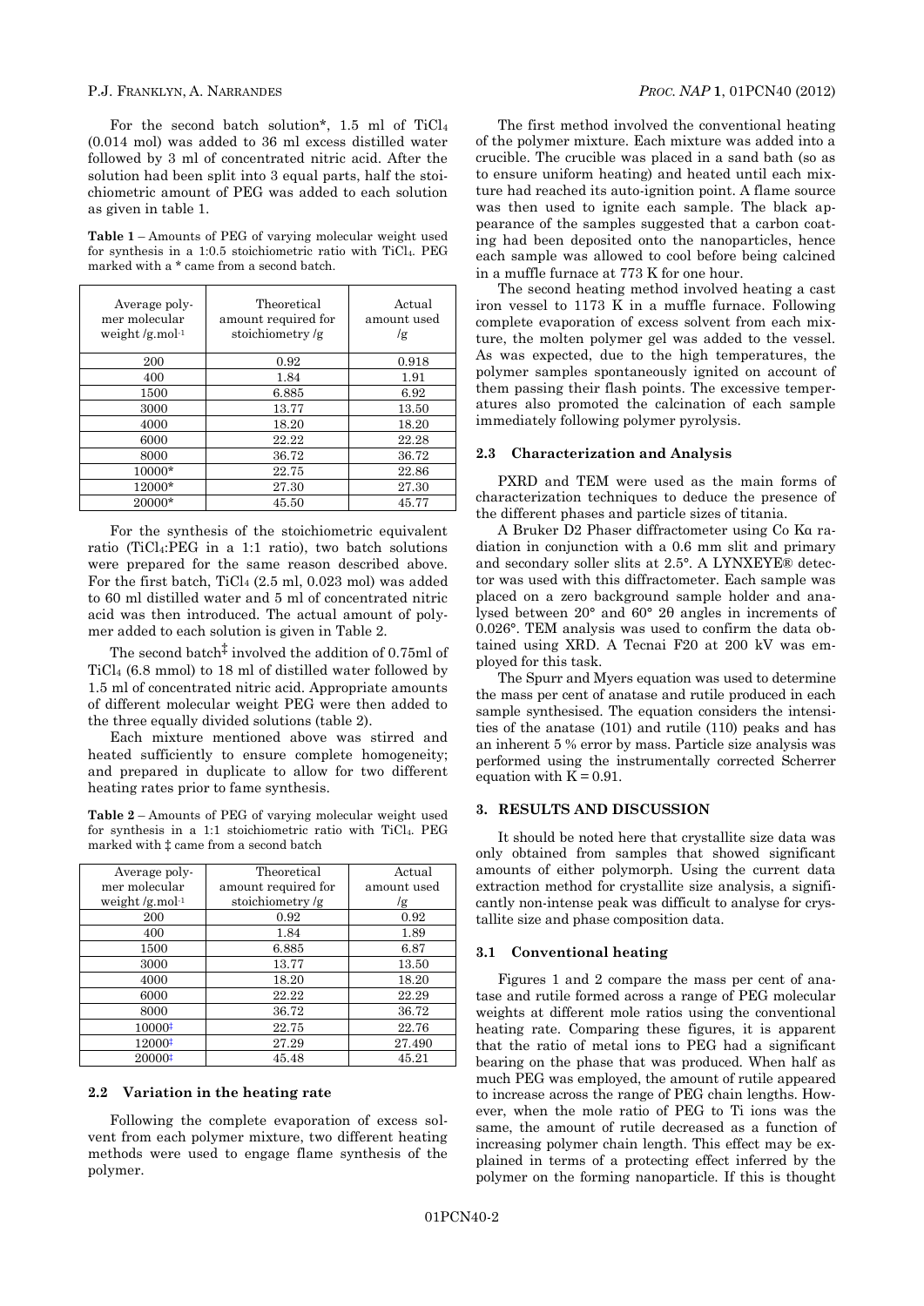For the second batch solution*, 1.5 ml of $TiCl_4$ (0.014 mol) was added to 36 ml excess distilled water followed by 3 ml of concentrated nitric acid. After the solution had been split into 3 equal parts, half the stoichiometric amount of PEG was added to each solution as given in table 1.

**Table 1** – Amounts of PEG of varying molecular weight used for synthesis in a 1:0.5 stoichiometric ratio with $TiCl_4$. PEG marked with a * came from a second batch.

| Average polymer molecular weight /g.mol$^{-1}$ | Theoretical amount required for stoichiometry /g | Actual amount used /g |
|---|---|---|
| 200 | 0.92 | 0.918 |
| 400 | 1.84 | 1.91 |
| 1500 | 6.885 | 6.92 |
| 3000 | 13.77 | 13.50 |
| 4000 | 18.20 | 18.20 |
| 6000 | 22.22 | 22.28 |
| 8000 | 36.72 | 36.72 |
| 10000* | 22.75 | 22.86 |
| 12000* | 27.30 | 27.30 |
| 20000* | 45.50 | 45.77 |

For the synthesis of the stoichiometric equivalent ratio ($TiCl_4$:PEG in a 1:1 ratio), two batch solutions were prepared for the same reason described above. For the first batch, $TiCl_4$ (2.5 ml, 0.023 mol) was added to 60 ml distilled water and 5 ml of concentrated nitric acid was then introduced. The actual amount of polymer added to each solution is given in Table 2.

The second batch‡ involved the addition of 0.75ml of $TiCl_4$ (6.8 mmol) to 18 ml of distilled water followed by 1.5 ml of concentrated nitric acid. Appropriate amounts of different molecular weight PEG were then added to the three equally divided solutions (table 2).

Each mixture mentioned above was stirred and heated sufficiently to ensure complete homogeneity; and prepared in duplicate to allow for two different heating rates prior to fame synthesis.

**Table 2** – Amounts of PEG of varying molecular weight used for synthesis in a 1:1 stoichiometric ratio with $TiCl_4$. PEG marked with ‡ came from a second batch

| Average polymer molecular weight /g.mol$^{-1}$ | Theoretical amount required for stoichiometry /g | Actual amount used /g |
|---|---|---|
| 200 | 0.92 | 0.92 |
| 400 | 1.84 | 1.89 |
| 1500 | 6.885 | 6.87 |
| 3000 | 13.77 | 13.50 |
| 4000 | 18.20 | 18.20 |
| 6000 | 22.22 | 22.29 |
| 8000 | 36.72 | 36.72 |
| 10000‡ | 22.75 | 22.76 |
| 12000‡ | 27.29 | 27.490 |
| 20000‡ | 45.48 | 45.21 |

### 2.2 Variation in the heating rate

Following the complete evaporation of excess solvent from each polymer mixture, two different heating methods were used to engage flame synthesis of the polymer.

The first method involved the conventional heating of the polymer mixture. Each mixture was added into a crucible. The crucible was placed in a sand bath (so as to ensure uniform heating) and heated until each mixture had reached its auto-ignition point. A flame source was then used to ignite each sample. The black appearance of the samples suggested that a carbon coating had been deposited onto the nanoparticles, hence each sample was allowed to cool before being calcined in a muffle furnace at 773 K for one hour.

The second heating method involved heating a cast iron vessel to 1173 K in a muffle furnace. Following complete evaporation of excess solvent from each mixture, the molten polymer gel was added to the vessel. As was expected, due to the high temperatures, the polymer samples spontaneously ignited on account of them passing their flash points. The excessive temperatures also promoted the calcination of each sample immediately following polymer pyrolysis.

### 2.3 Characterization and Analysis

PXRD and TEM were used as the main forms of characterization techniques to deduce the presence of the different phases and particle sizes of titania.

A Bruker D2 Phaser diffractometer using Co Kα radiation in conjunction with a 0.6 mm slit and primary and secondary soller slits at 2.5°. A LYNXEYE® detector was used with this diffractometer. Each sample was placed on a zero background sample holder and analysed between 20° and 60° 2θ angles in increments of 0.026°. TEM analysis was used to confirm the data obtained using XRD. A Tecnai F20 at 200 kV was employed for this task.

The Spurr and Myers equation was used to determine the mass per cent of anatase and rutile produced in each sample synthesised. The equation considers the intensities of the anatase (101) and rutile (110) peaks and has an inherent 5 % error by mass. Particle size analysis was performed using the instrumentally corrected Scherrer equation with $K = 0.91$.

## 3. RESULTS AND DISCUSSION

It should be noted here that crystallite size data was only obtained from samples that showed significant amounts of either polymorph. Using the current data extraction method for crystallite size analysis, a significantly non-intense peak was difficult to analyse for crystallite size and phase composition data.

### 3.1 Conventional heating

Figures 1 and 2 compare the mass per cent of anatase and rutile formed across a range of PEG molecular weights at different mole ratios using the conventional heating rate. Comparing these figures, it is apparent that the ratio of metal ions to PEG had a significant bearing on the phase that was produced. When half as much PEG was employed, the amount of rutile appeared to increase across the range of PEG chain lengths. However, when the mole ratio of PEG to Ti ions was the same, the amount of rutile decreased as a function of increasing polymer chain length. This effect may be explained in terms of a protecting effect inferred by the polymer on the forming nanoparticle. If this is thought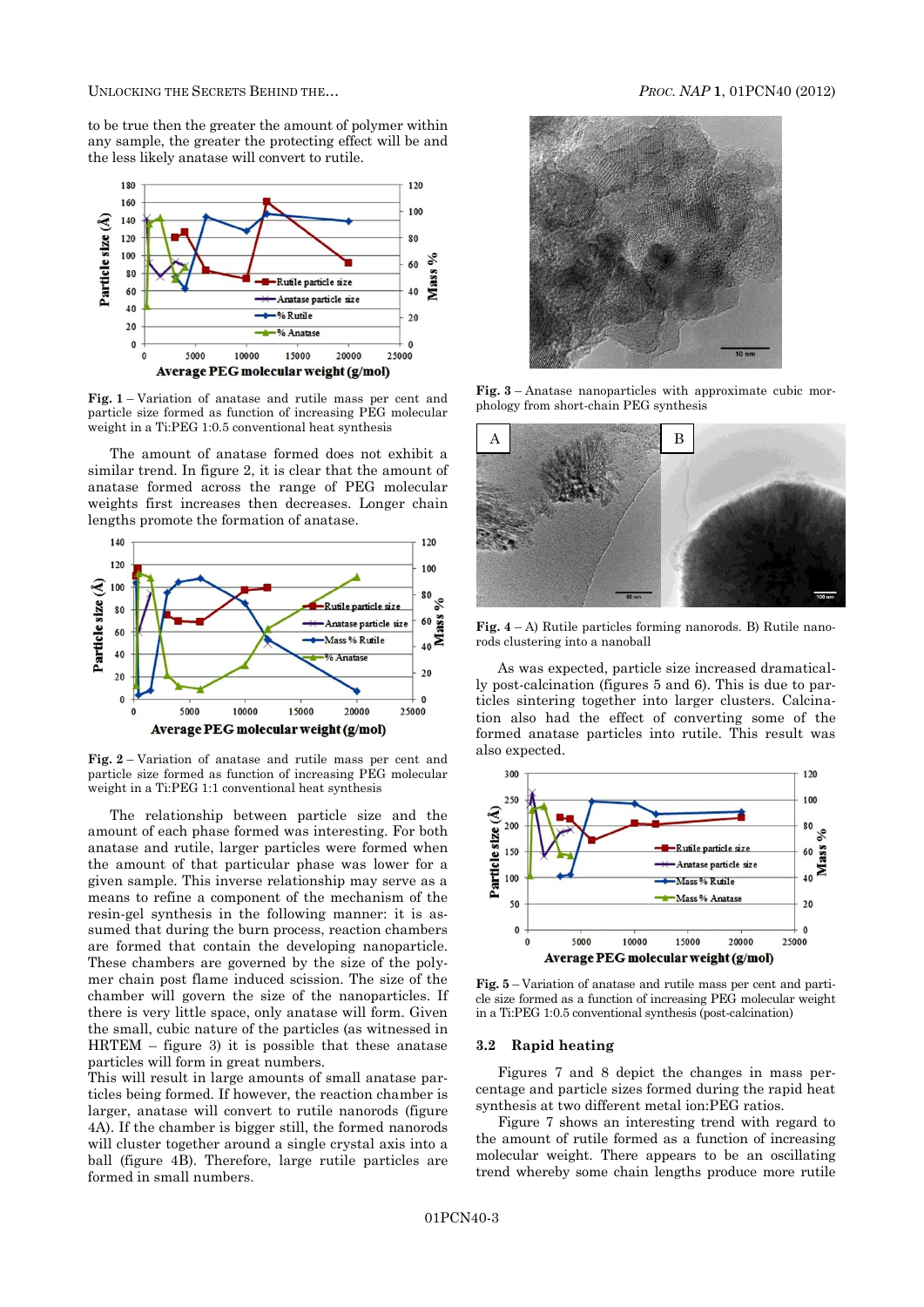to be true then the greater the amount of polymer within any sample, the greater the protecting effect will be and the less likely anatase will convert to rutile.

**Fig. 1** – Variation of anatase and rutile mass per cent and particle size formed as function of increasing PEG molecular weight in a Ti:PEG 1:0.5 conventional heat synthesis

The amount of anatase formed does not exhibit a similar trend. In figure 2, it is clear that the amount of anatase formed across the range of PEG molecular weights first increases then decreases. Longer chain lengths promote the formation of anatase.

**Fig. 2** – Variation of anatase and rutile mass per cent and particle size formed as function of increasing PEG molecular weight in a Ti:PEG 1:1 conventional heat synthesis

The relationship between particle size and the amount of each phase formed was interesting. For both anatase and rutile, larger particles were formed when the amount of that particular phase was lower for a given sample. This inverse relationship may serve as a means to refine a component of the mechanism of the resin-gel synthesis in the following manner: it is assumed that during the burn process, reaction chambers are formed that contain the developing nanoparticle. These chambers are governed by the size of the polymer chain post flame induced scission. The size of the chamber will govern the size of the nanoparticles. If there is very little space, only anatase will form. Given the small, cubic nature of the particles (as witnessed in HRTEM – figure 3) it is possible that these anatase particles will form in great numbers.
This will result in large amounts of small anatase particles being formed. If however, the reaction chamber is larger, anatase will convert to rutile nanorods (figure 4A). If the chamber is bigger still, the formed nanorods will cluster together around a single crystal axis into a ball (figure 4B). Therefore, large rutile particles are formed in small numbers.

**Fig. 3** – Anatase nanoparticles with approximate cubic morphology from short-chain PEG synthesis

**Fig. 4** – A) Rutile particles forming nanorods. B) Rutile nanorods clustering into a nanoball

As was expected, particle size increased dramatically post-calcination (figures 5 and 6). This is due to particles sintering together into larger clusters. Calcination also had the effect of converting some of the formed anatase particles into rutile. This result was also expected.

**Fig. 5** – Variation of anatase and rutile mass per cent and particle size formed as a function of increasing PEG molecular weight in a Ti:PEG 1:0.5 conventional synthesis (post-calcination)

### 3.2 Rapid heating

Figures 7 and 8 depict the changes in mass percentage and particle sizes formed during the rapid heat synthesis at two different metal ion:PEG ratios.

Figure 7 shows an interesting trend with regard to the amount of rutile formed as a function of increasing molecular weight. There appears to be an oscillating trend whereby some chain lengths produce more rutile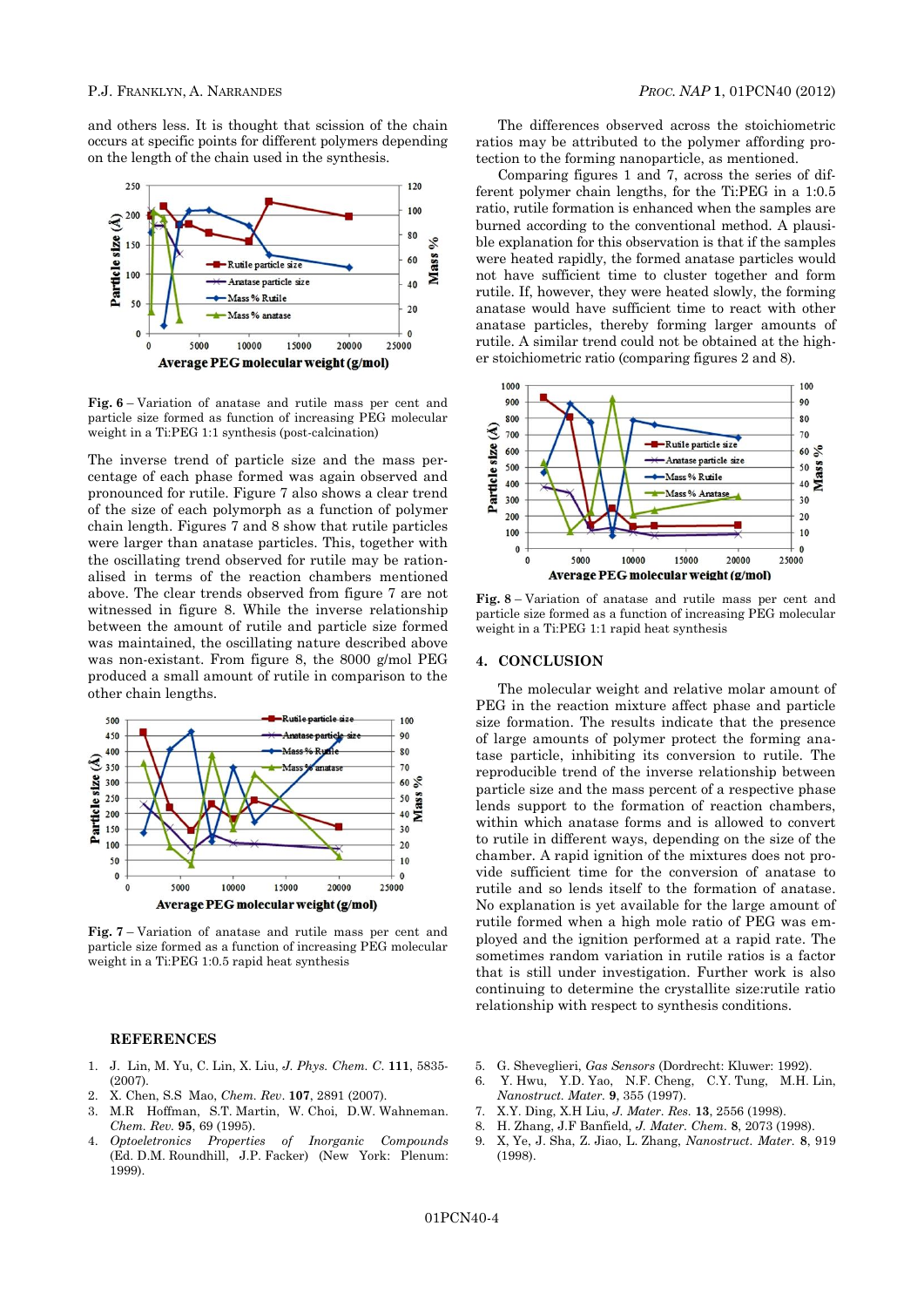and others less. It is thought that scission of the chain occurs at specific points for different polymers depending on the length of the chain used in the synthesis.

Particle size (Å)
250
200
150
100
50
0
0 5000 10000 15000 20000 25000
Average PEG molecular weight (g/mol)
Mass %
120
100
80
60
40
20
0
Rutile particle size
Anatase particle size
Mass % Rutile
Mass % anatase

**Fig. 6** – Variation of anatase and rutile mass per cent and particle size formed as function of increasing PEG molecular weight in a Ti:PEG 1:1 synthesis (post-calcination)

The inverse trend of particle size and the mass percentage of each phase formed was again observed and pronounced for rutile. Figure 7 also shows a clear trend of the size of each polymorph as a function of polymer chain length. Figures 7 and 8 show that rutile particles were larger than anatase particles. This, together with the oscillating trend observed for rutile may be rationalised in terms of the reaction chambers mentioned above. The clear trends observed from figure 7 are not witnessed in figure 8. While the inverse relationship between the amount of rutile and particle size formed was maintained, the oscillating nature described above was non-existant. From figure 8, the 8000 g/mol PEG produced a small amount of rutile in comparison to the other chain lengths.

Particle size (Å)
500
450
400
350
300
250
200
150
100
50
0
0 5000 10000 15000 20000 25000
Average PEG molecular weight (g/mol)
Mass %
100
90
80
70
60
50
40
30
20
10
0
Rutile particle size
Anatase particle size
Mass % Rutile
Mass % anatase

**Fig. 7** – Variation of anatase and rutile mass per cent and particle size formed as a function of increasing PEG molecular weight in a Ti:PEG 1:0.5 rapid heat synthesis

The differences observed across the stoichiometric ratios may be attributed to the polymer affording protection to the forming nanoparticle, as mentioned.

Comparing figures 1 and 7, across the series of different polymer chain lengths, for the Ti:PEG in a 1:0.5 ratio, rutile formation is enhanced when the samples are burned according to the conventional method. A plausible explanation for this observation is that if the samples were heated rapidly, the formed anatase particles would not have sufficient time to cluster together and form rutile. If, however, they were heated slowly, the forming anatase would have sufficient time to react with other anatase particles, thereby forming larger amounts of rutile. A similar trend could not be obtained at the higher stoichiometric ratio (comparing figures 2 and 8).

Particle size (Å)
1000
900
800
700
600
500
400
300
200
100
0
0 5000 10000 15000 20000 25000
Average PEG molecular weight (g/mol)
Mass %
100
90
80
70
60
50
40
30
20
10
0
Rutile particle size
Anatase particle size
Mass % Rutile
Mass % Anatase

**Fig. 8** – Variation of anatase and rutile mass per cent and particle size formed as a function of increasing PEG molecular weight in a Ti:PEG 1:1 rapid heat synthesis

## 4. CONCLUSION

The molecular weight and relative molar amount of PEG in the reaction mixture affect phase and particle size formation. The results indicate that the presence of large amounts of polymer protect the forming anatase particle, inhibiting its conversion to rutile. The reproducible trend of the inverse relationship between particle size and the mass percent of a respective phase lends support to the formation of reaction chambers, within which anatase forms and is allowed to convert to rutile in different ways, depending on the size of the chamber. A rapid ignition of the mixtures does not provide sufficient time for the conversion of anatase to rutile and so lends itself to the formation of anatase. No explanation is yet available for the large amount of rutile formed when a high mole ratio of PEG was employed and the ignition performed at a rapid rate. The sometimes random variation in rutile ratios is a factor that is still under investigation. Further work is also continuing to determine the crystallite size:rutile ratio relationship with respect to synthesis conditions.

## REFERENCES

1. J. Lin, M. Yu, C. Lin, X. Liu, *J. Phys. Chem. C*. **111**, 5835-(2007).
2. X. Chen, S.S Mao, *Chem. Rev.* **107**, 2891 (2007).
3. M.R Hoffman, S.T. Martin, W. Choi, D.W. Wahneman. *Chem. Rev.* **95**, 69 (1995).
4. *Optoeletronics Properties of Inorganic Compounds* (Ed. D.M. Roundhill, J.P. Facker) (New York: Plenum: 1999).
5. G. Sheveglieri, *Gas Sensors* (Dordrecht: Kluwer: 1992).
6. Y. Hwu, Y.D. Yao, N.F. Cheng, C.Y. Tung, M.H. Lin, *Nanostruct. Mater.* **9**, 355 (1997).
7. X.Y. Ding, X.H Liu, *J. Mater. Res.* **13**, 2556 (1998).
8. H. Zhang, J.F Banfield, *J. Mater. Chem.* **8**, 2073 (1998).
9. X, Ye, J. Sha, Z. Jiao, L. Zhang, *Nanostruct. Mater.* **8**, 919 (1998).